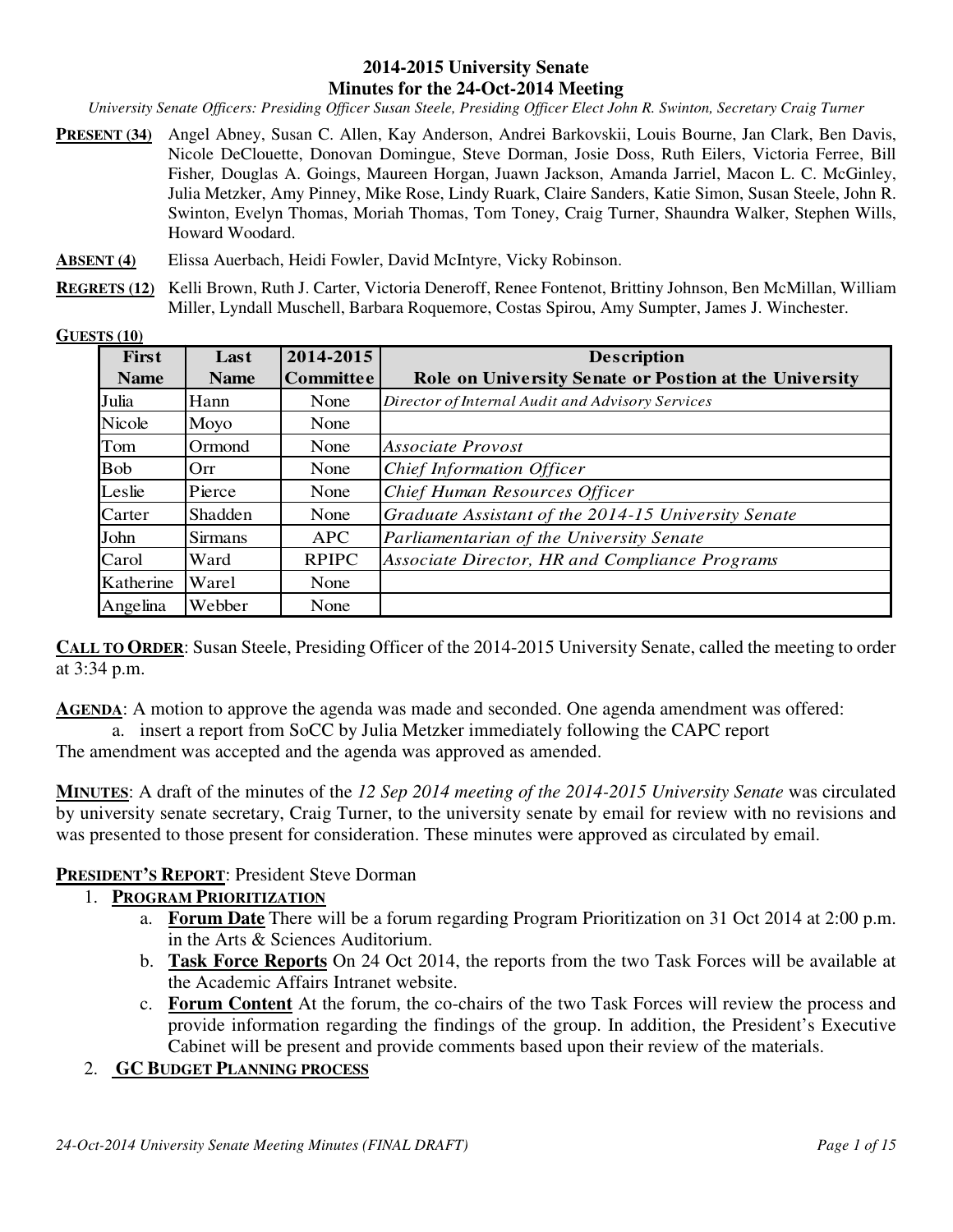# 2014-2015 University Senate
## Minutes for the 24-Oct-2014 Meeting

*University Senate Officers: Presiding Officer Susan Steele, Presiding Officer Elect John R. Swinton, Secretary Craig Turner*

**PRESENT (34)** Angel Abney, Susan C. Allen, Kay Anderson, Andrei Barkovskii, Louis Bourne, Jan Clark, Ben Davis, Nicole DeClouette, Donovan Domingue, Steve Dorman, Josie Doss, Ruth Eilers, Victoria Ferree, Bill Fisher, Douglas A. Goings, Maureen Horgan, Juawn Jackson, Amanda Jarriel, Macon L. C. McGinley, Julia Metzker, Amy Pinney, Mike Rose, Lindy Ruark, Claire Sanders, Katie Simon, Susan Steele, John R. Swinton, Evelyn Thomas, Moriah Thomas, Tom Toney, Craig Turner, Shaundra Walker, Stephen Wills, Howard Woodard.

**ABSENT (4)** Elissa Auerbach, Heidi Fowler, David McIntyre, Vicky Robinson.

**REGRETS (12)** Kelli Brown, Ruth J. Carter, Victoria Deneroff, Renee Fontenot, Brittiny Johnson, Ben McMillan, William Miller, Lyndall Muschell, Barbara Roquemore, Costas Spirou, Amy Sumpter, James J. Winchester.

**GUESTS (10)**

| First Name | Last Name | 2014-2015 Committee | Description Role on University Senate or Postion at the University |
|---|---|---|---|
| Julia | Hann | None | *Director of Internal Audit and Advisory Services* |
| Nicole | Moyo | None | |
| Tom | Ormond | None | *Associate Provost* |
| Bob | Orr | None | *Chief Information Officer* |
| Leslie | Pierce | None | *Chief Human Resources Officer* |
| Carter | Shadden | None | *Graduate Assistant of the 2014-15 University Senate* |
| John | Sirmans | APC | *Parliamentarian of the University Senate* |
| Carol | Ward | RPIPC | *Associate Director, HR and Compliance Programs* |
| Katherine | Warel | None | |
| Angelina | Webber | None | |

**CALL TO ORDER**: Susan Steele, Presiding Officer of the 2014-2015 University Senate, called the meeting to order at 3:34 p.m.

**AGENDA**: A motion to approve the agenda was made and seconded. One agenda amendment was offered:

a. insert a report from SoCC by Julia Metzker immediately following the CAPC report

The amendment was accepted and the agenda was approved as amended.

**MINUTES**: A draft of the minutes of the *12 Sep 2014 meeting of the 2014-2015 University Senate* was circulated by university senate secretary, Craig Turner, to the university senate by email for review with no revisions and was presented to those present for consideration. These minutes were approved as circulated by email.

**PRESIDENT'S REPORT**: President Steve Dorman

1. **PROGRAM PRIORITIZATION**
   a. **Forum Date** There will be a forum regarding Program Prioritization on 31 Oct 2014 at 2:00 p.m. in the Arts & Sciences Auditorium.
   b. **Task Force Reports** On 24 Oct 2014, the reports from the two Task Forces will be available at the Academic Affairs Intranet website.
   c. **Forum Content** At the forum, the co-chairs of the two Task Forces will review the process and provide information regarding the findings of the group. In addition, the President's Executive Cabinet will be present and provide comments based upon their review of the materials.
2. **GC BUDGET PLANNING PROCESS**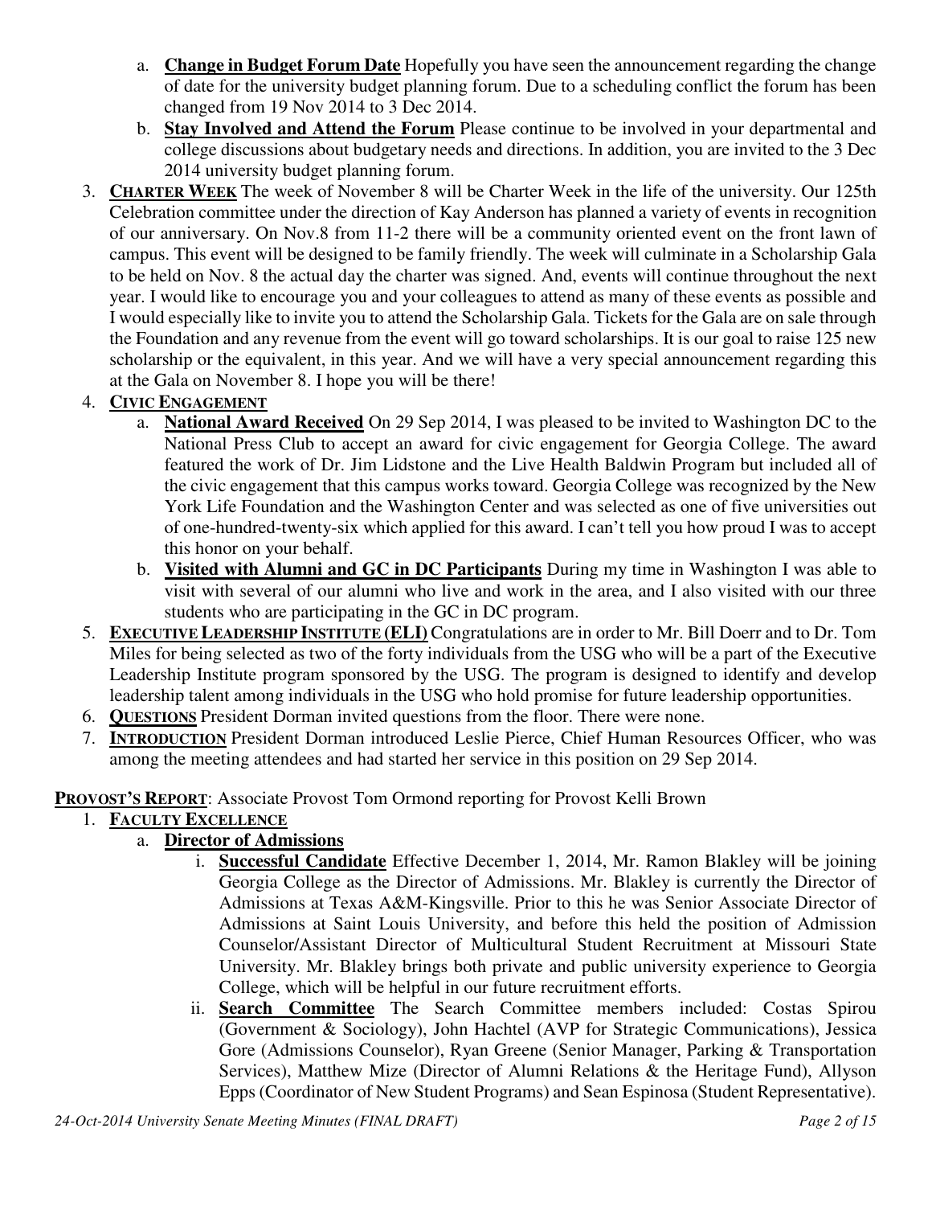a. **Change in Budget Forum Date** Hopefully you have seen the announcement regarding the change of date for the university budget planning forum. Due to a scheduling conflict the forum has been changed from 19 Nov 2014 to 3 Dec 2014.
   b. **Stay Involved and Attend the Forum** Please continue to be involved in your departmental and college discussions about budgetary needs and directions. In addition, you are invited to the 3 Dec 2014 university budget planning forum.
3. **CHARTER WEEK** The week of November 8 will be Charter Week in the life of the university. Our 125th Celebration committee under the direction of Kay Anderson has planned a variety of events in recognition of our anniversary. On Nov.8 from 11-2 there will be a community oriented event on the front lawn of campus. This event will be designed to be family friendly. The week will culminate in a Scholarship Gala to be held on Nov. 8 the actual day the charter was signed. And, events will continue throughout the next year. I would like to encourage you and your colleagues to attend as many of these events as possible and I would especially like to invite you to attend the Scholarship Gala. Tickets for the Gala are on sale through the Foundation and any revenue from the event will go toward scholarships. It is our goal to raise 125 new scholarship or the equivalent, in this year. And we will have a very special announcement regarding this at the Gala on November 8. I hope you will be there!
4. **CIVIC ENGAGEMENT**
   a. **National Award Received** On 29 Sep 2014, I was pleased to be invited to Washington DC to the National Press Club to accept an award for civic engagement for Georgia College. The award featured the work of Dr. Jim Lidstone and the Live Health Baldwin Program but included all of the civic engagement that this campus works toward. Georgia College was recognized by the New York Life Foundation and the Washington Center and was selected as one of five universities out of one-hundred-twenty-six which applied for this award. I can't tell you how proud I was to accept this honor on your behalf.
   b. **Visited with Alumni and GC in DC Participants** During my time in Washington I was able to visit with several of our alumni who live and work in the area, and I also visited with our three students who are participating in the GC in DC program.
5. **EXECUTIVE LEADERSHIP INSTITUTE (ELI)** Congratulations are in order to Mr. Bill Doerr and to Dr. Tom Miles for being selected as two of the forty individuals from the USG who will be a part of the Executive Leadership Institute program sponsored by the USG. The program is designed to identify and develop leadership talent among individuals in the USG who hold promise for future leadership opportunities.
6. **QUESTIONS** President Dorman invited questions from the floor. There were none.
7. **INTRODUCTION** President Dorman introduced Leslie Pierce, Chief Human Resources Officer, who was among the meeting attendees and had started her service in this position on 29 Sep 2014.

**PROVOST'S REPORT**: Associate Provost Tom Ormond reporting for Provost Kelli Brown

1. **FACULTY EXCELLENCE**
   a. **Director of Admissions**
      i. **Successful Candidate** Effective December 1, 2014, Mr. Ramon Blakley will be joining Georgia College as the Director of Admissions. Mr. Blakley is currently the Director of Admissions at Texas A&M-Kingsville. Prior to this he was Senior Associate Director of Admissions at Saint Louis University, and before this held the position of Admission Counselor/Assistant Director of Multicultural Student Recruitment at Missouri State University. Mr. Blakley brings both private and public university experience to Georgia College, which will be helpful in our future recruitment efforts.
      ii. **Search Committee** The Search Committee members included: Costas Spirou (Government & Sociology), John Hachtel (AVP for Strategic Communications), Jessica Gore (Admissions Counselor), Ryan Greene (Senior Manager, Parking & Transportation Services), Matthew Mize (Director of Alumni Relations & the Heritage Fund), Allyson Epps (Coordinator of New Student Programs) and Sean Espinosa (Student Representative).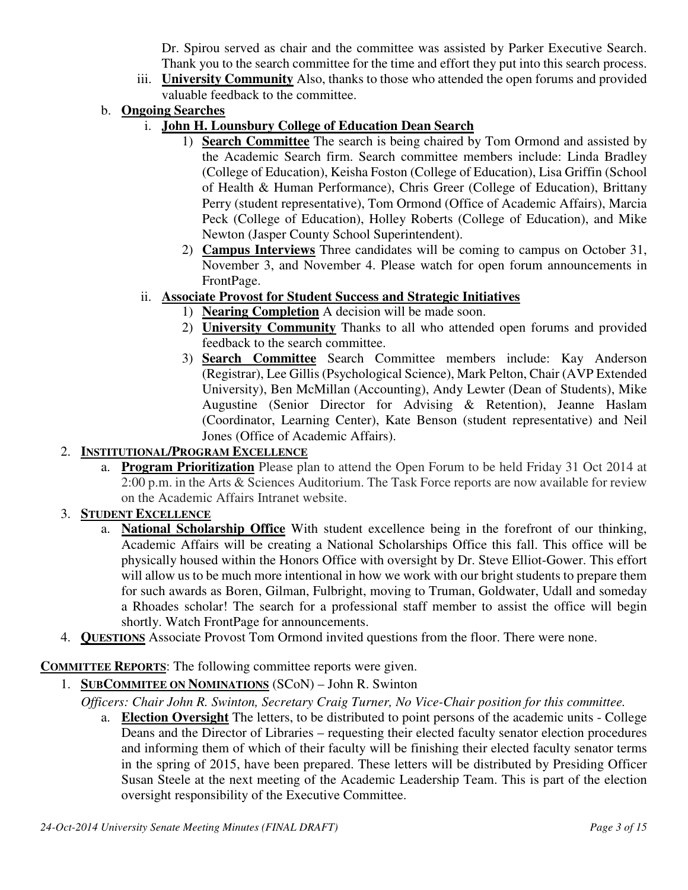Dr. Spirou served as chair and the committee was assisted by Parker Executive Search. Thank you to the search committee for the time and effort they put into this search process.

iii. **University Community** Also, thanks to those who attended the open forums and provided valuable feedback to the committee.

b. **Ongoing Searches**

i. **John H. Lounsbury College of Education Dean Search**

1) **Search Committee** The search is being chaired by Tom Ormond and assisted by the Academic Search firm. Search committee members include: Linda Bradley (College of Education), Keisha Foston (College of Education), Lisa Griffin (School of Health & Human Performance), Chris Greer (College of Education), Brittany Perry (student representative), Tom Ormond (Office of Academic Affairs), Marcia Peck (College of Education), Holley Roberts (College of Education), and Mike Newton (Jasper County School Superintendent).

2) **Campus Interviews** Three candidates will be coming to campus on October 31, November 3, and November 4. Please watch for open forum announcements in FrontPage.

ii. **Associate Provost for Student Success and Strategic Initiatives**

1) **Nearing Completion** A decision will be made soon.

2) **University Community** Thanks to all who attended open forums and provided feedback to the search committee.

3) **Search Committee** Search Committee members include: Kay Anderson (Registrar), Lee Gillis (Psychological Science), Mark Pelton, Chair (AVP Extended University), Ben McMillan (Accounting), Andy Lewter (Dean of Students), Mike Augustine (Senior Director for Advising & Retention), Jeanne Haslam (Coordinator, Learning Center), Kate Benson (student representative) and Neil Jones (Office of Academic Affairs).

2. **INSTITUTIONAL/PROGRAM EXCELLENCE**

a. **Program Prioritization** Please plan to attend the Open Forum to be held Friday 31 Oct 2014 at 2:00 p.m. in the Arts & Sciences Auditorium. The Task Force reports are now available for review on the Academic Affairs Intranet website.

3. **STUDENT EXCELLENCE**

a. **National Scholarship Office** With student excellence being in the forefront of our thinking, Academic Affairs will be creating a National Scholarships Office this fall. This office will be physically housed within the Honors Office with oversight by Dr. Steve Elliot-Gower. This effort will allow us to be much more intentional in how we work with our bright students to prepare them for such awards as Boren, Gilman, Fulbright, moving to Truman, Goldwater, Udall and someday a Rhoades scholar! The search for a professional staff member to assist the office will begin shortly. Watch FrontPage for announcements.

4. **QUESTIONS** Associate Provost Tom Ormond invited questions from the floor. There were none.

**COMMITTEE REPORTS**: The following committee reports were given.

1. **SUBCOMMITEE ON NOMINATIONS** (SCoN) – John R. Swinton

*Officers: Chair John R. Swinton, Secretary Craig Turner, No Vice-Chair position for this committee.*

a. **Election Oversight** The letters, to be distributed to point persons of the academic units - College Deans and the Director of Libraries – requesting their elected faculty senator election procedures and informing them of which of their faculty will be finishing their elected faculty senator terms in the spring of 2015, have been prepared. These letters will be distributed by Presiding Officer Susan Steele at the next meeting of the Academic Leadership Team. This is part of the election oversight responsibility of the Executive Committee.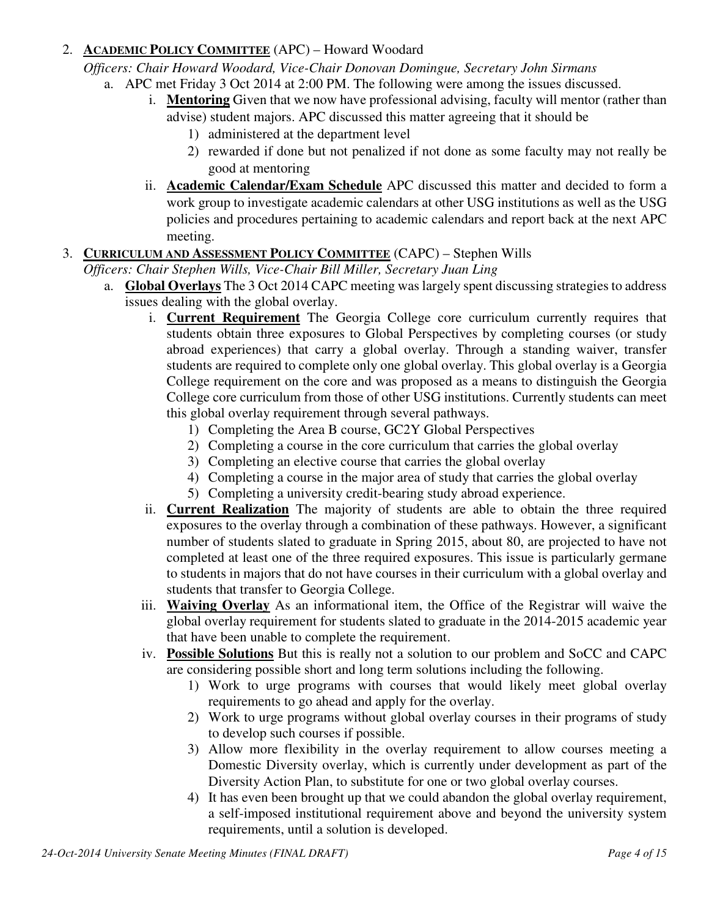2. **ACADEMIC POLICY COMMITTEE** (APC) – Howard Woodard

   *Officers: Chair Howard Woodard, Vice-Chair Donovan Domingue, Secretary John Sirmans*

   a. APC met Friday 3 Oct 2014 at 2:00 PM. The following were among the issues discussed.

      i. **Mentoring** Given that we now have professional advising, faculty will mentor (rather than advise) student majors. APC discussed this matter agreeing that it should be

         1) administered at the department level
         2) rewarded if done but not penalized if not done as some faculty may not really be good at mentoring

      ii. **Academic Calendar/Exam Schedule** APC discussed this matter and decided to form a work group to investigate academic calendars at other USG institutions as well as the USG policies and procedures pertaining to academic calendars and report back at the next APC meeting.

3. **CURRICULUM AND ASSESSMENT POLICY COMMITTEE** (CAPC) – Stephen Wills

   *Officers: Chair Stephen Wills, Vice-Chair Bill Miller, Secretary Juan Ling*

   a. **Global Overlays** The 3 Oct 2014 CAPC meeting was largely spent discussing strategies to address issues dealing with the global overlay.

      i. **Current Requirement** The Georgia College core curriculum currently requires that students obtain three exposures to Global Perspectives by completing courses (or study abroad experiences) that carry a global overlay. Through a standing waiver, transfer students are required to complete only one global overlay. This global overlay is a Georgia College requirement on the core and was proposed as a means to distinguish the Georgia College core curriculum from those of other USG institutions. Currently students can meet this global overlay requirement through several pathways.

         1) Completing the Area B course, GC2Y Global Perspectives
         2) Completing a course in the core curriculum that carries the global overlay
         3) Completing an elective course that carries the global overlay
         4) Completing a course in the major area of study that carries the global overlay
         5) Completing a university credit-bearing study abroad experience.

      ii. **Current Realization** The majority of students are able to obtain the three required exposures to the overlay through a combination of these pathways. However, a significant number of students slated to graduate in Spring 2015, about 80, are projected to have not completed at least one of the three required exposures. This issue is particularly germane to students in majors that do not have courses in their curriculum with a global overlay and students that transfer to Georgia College.

      iii. **Waiving Overlay** As an informational item, the Office of the Registrar will waive the global overlay requirement for students slated to graduate in the 2014-2015 academic year that have been unable to complete the requirement.

      iv. **Possible Solutions** But this is really not a solution to our problem and SoCC and CAPC are considering possible short and long term solutions including the following.

         1) Work to urge programs with courses that would likely meet global overlay requirements to go ahead and apply for the overlay.
         2) Work to urge programs without global overlay courses in their programs of study to develop such courses if possible.
         3) Allow more flexibility in the overlay requirement to allow courses meeting a Domestic Diversity overlay, which is currently under development as part of the Diversity Action Plan, to substitute for one or two global overlay courses.
         4) It has even been brought up that we could abandon the global overlay requirement, a self-imposed institutional requirement above and beyond the university system requirements, until a solution is developed.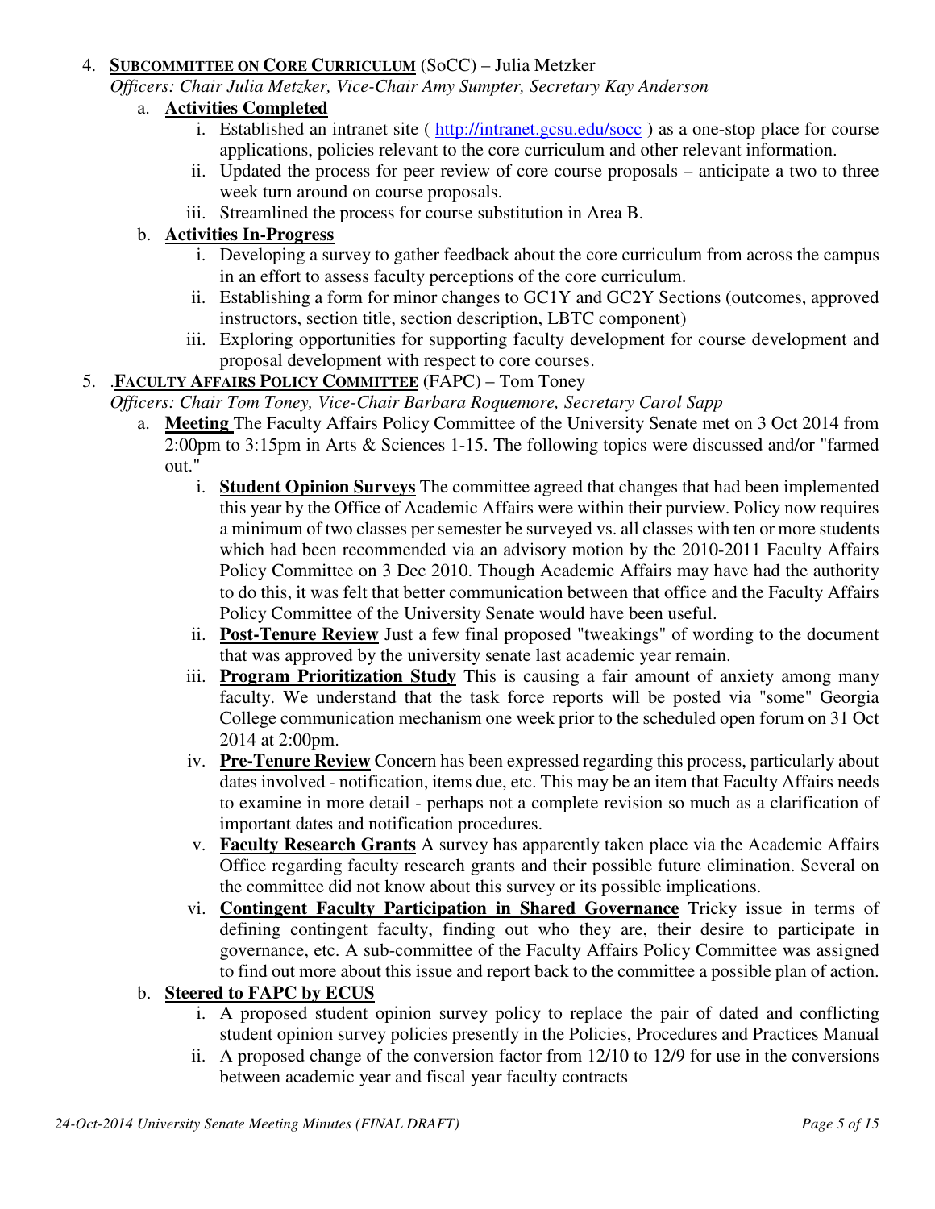4. **SUBCOMMITTEE ON CORE CURRICULUM** (SoCC) – Julia Metzker

   *Officers: Chair Julia Metzker, Vice-Chair Amy Sumpter, Secretary Kay Anderson*

   a. **Activities Completed**
      i. Established an intranet site ( http://intranet.gcsu.edu/socc ) as a one-stop place for course applications, policies relevant to the core curriculum and other relevant information.
      ii. Updated the process for peer review of core course proposals – anticipate a two to three week turn around on course proposals.
      iii. Streamlined the process for course substitution in Area B.

   b. **Activities In-Progress**
      i. Developing a survey to gather feedback about the core curriculum from across the campus in an effort to assess faculty perceptions of the core curriculum.
      ii. Establishing a form for minor changes to GC1Y and GC2Y Sections (outcomes, approved instructors, section title, section description, LBTC component)
      iii. Exploring opportunities for supporting faculty development for course development and proposal development with respect to core courses.

5. .**FACULTY AFFAIRS POLICY COMMITTEE** (FAPC) – Tom Toney

   *Officers: Chair Tom Toney, Vice-Chair Barbara Roquemore, Secretary Carol Sapp*

   a. **Meeting** The Faculty Affairs Policy Committee of the University Senate met on 3 Oct 2014 from 2:00pm to 3:15pm in Arts & Sciences 1-15. The following topics were discussed and/or "farmed out."
      i. **Student Opinion Surveys** The committee agreed that changes that had been implemented this year by the Office of Academic Affairs were within their purview. Policy now requires a minimum of two classes per semester be surveyed vs. all classes with ten or more students which had been recommended via an advisory motion by the 2010-2011 Faculty Affairs Policy Committee on 3 Dec 2010. Though Academic Affairs may have had the authority to do this, it was felt that better communication between that office and the Faculty Affairs Policy Committee of the University Senate would have been useful.
      ii. **Post-Tenure Review** Just a few final proposed "tweakings" of wording to the document that was approved by the university senate last academic year remain.
      iii. **Program Prioritization Study** This is causing a fair amount of anxiety among many faculty. We understand that the task force reports will be posted via "some" Georgia College communication mechanism one week prior to the scheduled open forum on 31 Oct 2014 at 2:00pm.
      iv. **Pre-Tenure Review** Concern has been expressed regarding this process, particularly about dates involved - notification, items due, etc. This may be an item that Faculty Affairs needs to examine in more detail - perhaps not a complete revision so much as a clarification of important dates and notification procedures.
      v. **Faculty Research Grants** A survey has apparently taken place via the Academic Affairs Office regarding faculty research grants and their possible future elimination. Several on the committee did not know about this survey or its possible implications.
      vi. **Contingent Faculty Participation in Shared Governance** Tricky issue in terms of defining contingent faculty, finding out who they are, their desire to participate in governance, etc. A sub-committee of the Faculty Affairs Policy Committee was assigned to find out more about this issue and report back to the committee a possible plan of action.

   b. **Steered to FAPC by ECUS**
      i. A proposed student opinion survey policy to replace the pair of dated and conflicting student opinion survey policies presently in the Policies, Procedures and Practices Manual
      ii. A proposed change of the conversion factor from 12/10 to 12/9 for use in the conversions between academic year and fiscal year faculty contracts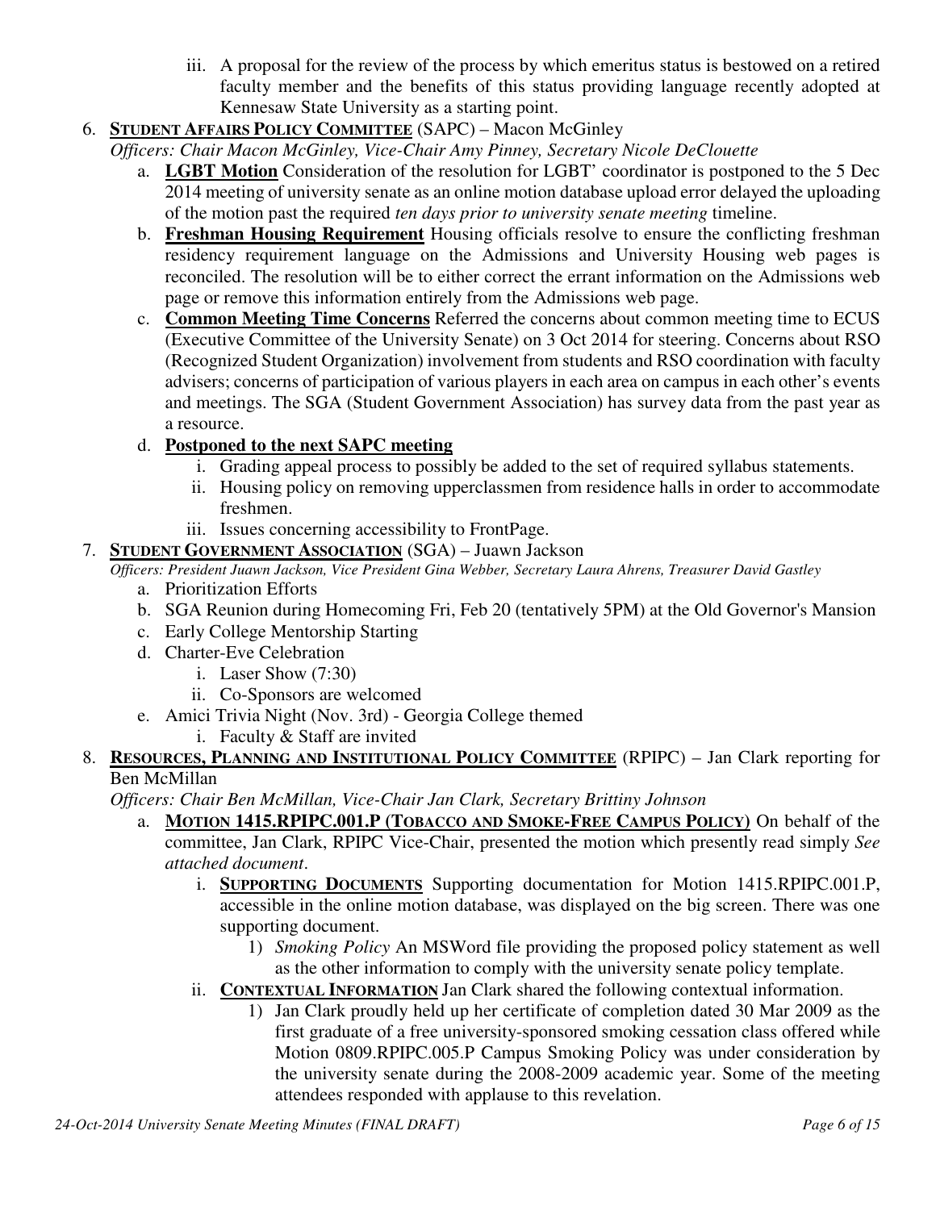iii. A proposal for the review of the process by which emeritus status is bestowed on a retired faculty member and the benefits of this status providing language recently adopted at Kennesaw State University as a starting point.

6. **STUDENT AFFAIRS POLICY COMMITTEE** (SAPC) – Macon McGinley
   *Officers: Chair Macon McGinley, Vice-Chair Amy Pinney, Secretary Nicole DeClouette*
   a. **LGBT Motion** Consideration of the resolution for LGBT' coordinator is postponed to the 5 Dec 2014 meeting of university senate as an online motion database upload error delayed the uploading of the motion past the required *ten days prior to university senate meeting* timeline.
   b. **Freshman Housing Requirement** Housing officials resolve to ensure the conflicting freshman residency requirement language on the Admissions and University Housing web pages is reconciled. The resolution will be to either correct the errant information on the Admissions web page or remove this information entirely from the Admissions web page.
   c. **Common Meeting Time Concerns** Referred the concerns about common meeting time to ECUS (Executive Committee of the University Senate) on 3 Oct 2014 for steering. Concerns about RSO (Recognized Student Organization) involvement from students and RSO coordination with faculty advisers; concerns of participation of various players in each area on campus in each other's events and meetings. The SGA (Student Government Association) has survey data from the past year as a resource.
   d. **Postponed to the next SAPC meeting**
      i. Grading appeal process to possibly be added to the set of required syllabus statements.
      ii. Housing policy on removing upperclassmen from residence halls in order to accommodate freshmen.
      iii. Issues concerning accessibility to FrontPage.

7. **STUDENT GOVERNMENT ASSOCIATION** (SGA) – Juawn Jackson
   *Officers: President Juawn Jackson, Vice President Gina Webber, Secretary Laura Ahrens, Treasurer David Gastley*
   a. Prioritization Efforts
   b. SGA Reunion during Homecoming Fri, Feb 20 (tentatively 5PM) at the Old Governor's Mansion
   c. Early College Mentorship Starting
   d. Charter-Eve Celebration
      i. Laser Show (7:30)
      ii. Co-Sponsors are welcomed
   e. Amici Trivia Night (Nov. 3rd) - Georgia College themed
      i. Faculty & Staff are invited

8. **RESOURCES, PLANNING AND INSTITUTIONAL POLICY COMMITTEE** (RPIPC) – Jan Clark reporting for Ben McMillan
   *Officers: Chair Ben McMillan, Vice-Chair Jan Clark, Secretary Brittiny Johnson*
   a. **MOTION 1415.RPIPC.001.P (TOBACCO AND SMOKE-FREE CAMPUS POLICY)** On behalf of the committee, Jan Clark, RPIPC Vice-Chair, presented the motion which presently read simply *See attached document*.
      i. **SUPPORTING DOCUMENTS** Supporting documentation for Motion 1415.RPIPC.001.P, accessible in the online motion database, was displayed on the big screen. There was one supporting document.
         1) *Smoking Policy* An MSWord file providing the proposed policy statement as well as the other information to comply with the university senate policy template.
      ii. **CONTEXTUAL INFORMATION** Jan Clark shared the following contextual information.
         1) Jan Clark proudly held up her certificate of completion dated 30 Mar 2009 as the first graduate of a free university-sponsored smoking cessation class offered while Motion 0809.RPIPC.005.P Campus Smoking Policy was under consideration by the university senate during the 2008-2009 academic year. Some of the meeting attendees responded with applause to this revelation.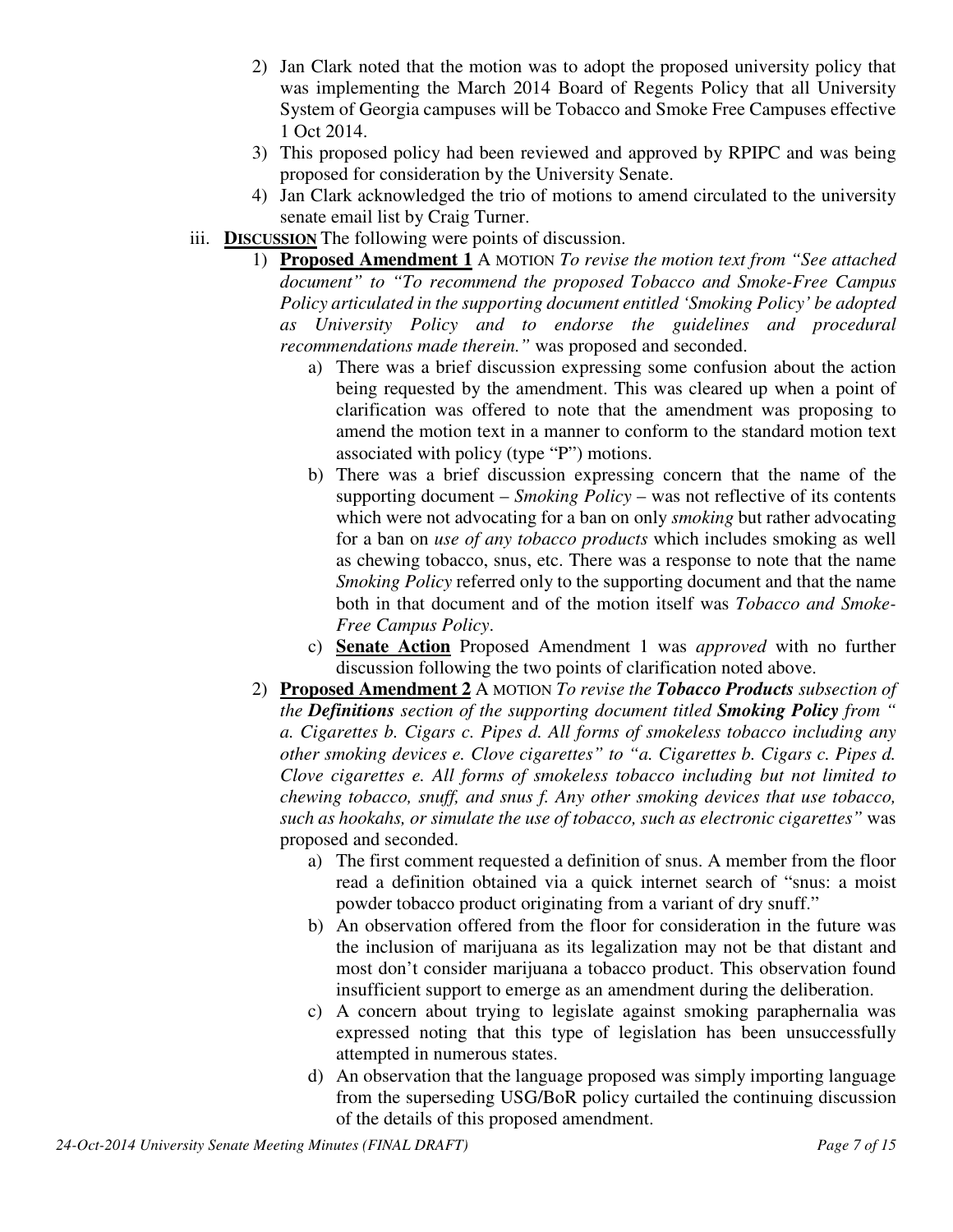2) Jan Clark noted that the motion was to adopt the proposed university policy that was implementing the March 2014 Board of Regents Policy that all University System of Georgia campuses will be Tobacco and Smoke Free Campuses effective 1 Oct 2014.

3) This proposed policy had been reviewed and approved by RPIPC and was being proposed for consideration by the University Senate.

4) Jan Clark acknowledged the trio of motions to amend circulated to the university senate email list by Craig Turner.

iii. **DISCUSSION** The following were points of discussion.

1) **Proposed Amendment 1** A MOTION *To revise the motion text from "See attached document" to "To recommend the proposed Tobacco and Smoke-Free Campus Policy articulated in the supporting document entitled 'Smoking Policy' be adopted as University Policy and to endorse the guidelines and procedural recommendations made therein."* was proposed and seconded.

   a) There was a brief discussion expressing some confusion about the action being requested by the amendment. This was cleared up when a point of clarification was offered to note that the amendment was proposing to amend the motion text in a manner to conform to the standard motion text associated with policy (type "P") motions.

   b) There was a brief discussion expressing concern that the name of the supporting document – *Smoking Policy* – was not reflective of its contents which were not advocating for a ban on only *smoking* but rather advocating for a ban on *use of any tobacco products* which includes smoking as well as chewing tobacco, snus, etc. There was a response to note that the name *Smoking Policy* referred only to the supporting document and that the name both in that document and of the motion itself was *Tobacco and Smoke-Free Campus Policy*.

   c) **Senate Action** Proposed Amendment 1 was *approved* with no further discussion following the two points of clarification noted above.

2) **Proposed Amendment 2** A MOTION *To revise the **Tobacco Products** subsection of the **Definitions** section of the supporting document titled **Smoking Policy** from " a. Cigarettes b. Cigars c. Pipes d. All forms of smokeless tobacco including any other smoking devices e. Clove cigarettes" to "a. Cigarettes b. Cigars c. Pipes d. Clove cigarettes e. All forms of smokeless tobacco including but not limited to chewing tobacco, snuff, and snus f. Any other smoking devices that use tobacco, such as hookahs, or simulate the use of tobacco, such as electronic cigarettes"* was proposed and seconded.

   a) The first comment requested a definition of snus. A member from the floor read a definition obtained via a quick internet search of "snus: a moist powder tobacco product originating from a variant of dry snuff."

   b) An observation offered from the floor for consideration in the future was the inclusion of marijuana as its legalization may not be that distant and most don't consider marijuana a tobacco product. This observation found insufficient support to emerge as an amendment during the deliberation.

   c) A concern about trying to legislate against smoking paraphernalia was expressed noting that this type of legislation has been unsuccessfully attempted in numerous states.

   d) An observation that the language proposed was simply importing language from the superseding USG/BoR policy curtailed the continuing discussion of the details of this proposed amendment.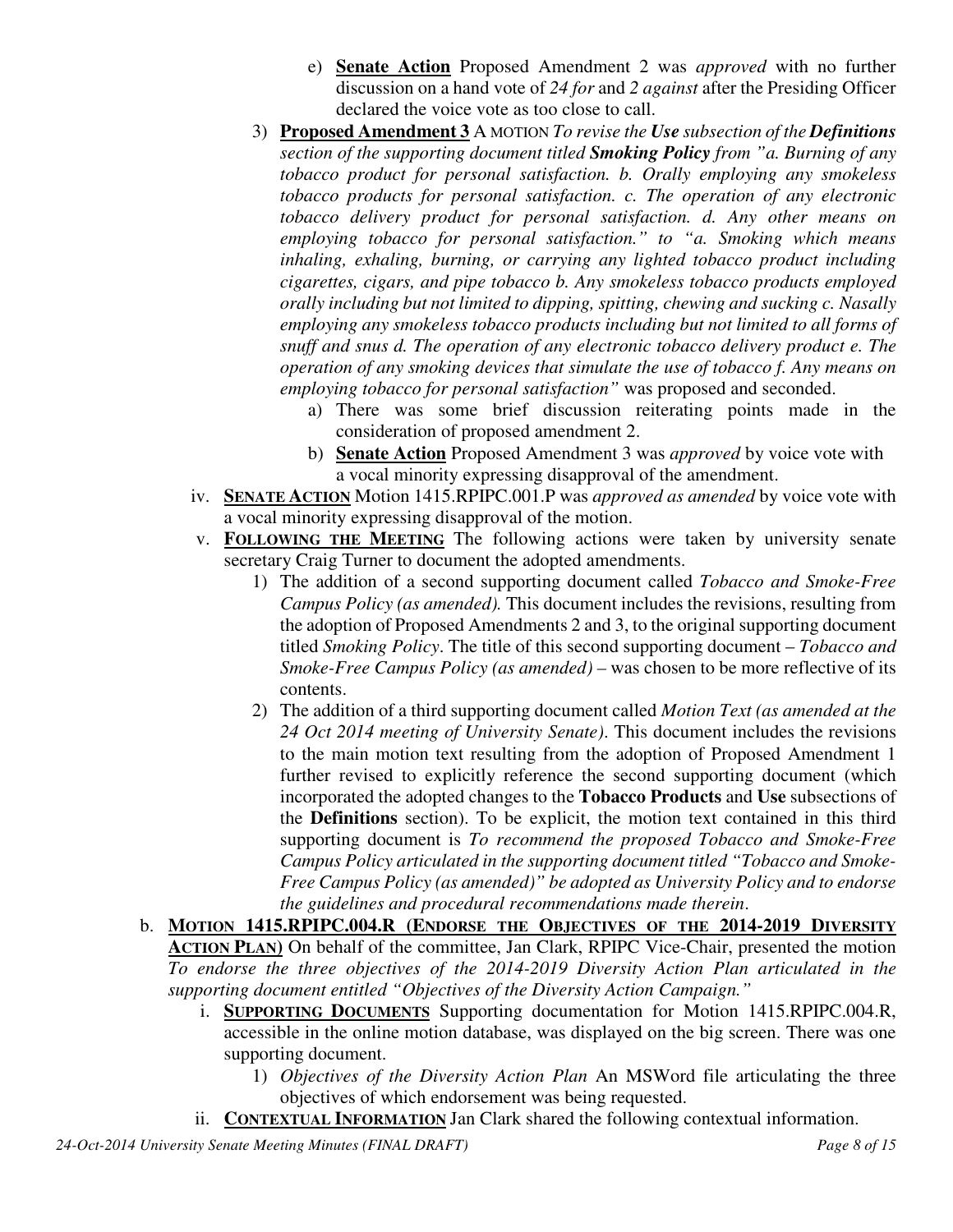e) **Senate Action** Proposed Amendment 2 was *approved* with no further discussion on a hand vote of *24 for* and *2 against* after the Presiding Officer declared the voice vote as too close to call.

3) **Proposed Amendment 3** A MOTION *To revise the **Use** subsection of the **Definitions** section of the supporting document titled **Smoking Policy** from "a. Burning of any tobacco product for personal satisfaction. b. Orally employing any smokeless tobacco products for personal satisfaction. c. The operation of any electronic tobacco delivery product for personal satisfaction. d. Any other means on employing tobacco for personal satisfaction." to "a. Smoking which means inhaling, exhaling, burning, or carrying any lighted tobacco product including cigarettes, cigars, and pipe tobacco b. Any smokeless tobacco products employed orally including but not limited to dipping, spitting, chewing and sucking c. Nasally employing any smokeless tobacco products including but not limited to all forms of snuff and snus d. The operation of any electronic tobacco delivery product e. The operation of any smoking devices that simulate the use of tobacco f. Any means on employing tobacco for personal satisfaction"* was proposed and seconded.

   a) There was some brief discussion reiterating points made in the consideration of proposed amendment 2.
   
   b) **Senate Action** Proposed Amendment 3 was *approved* by voice vote with a vocal minority expressing disapproval of the amendment.

iv. **SENATE ACTION** Motion 1415.RPIPC.001.P was *approved as amended* by voice vote with a vocal minority expressing disapproval of the motion.

v. **FOLLOWING THE MEETING** The following actions were taken by university senate secretary Craig Turner to document the adopted amendments.

1) The addition of a second supporting document called *Tobacco and Smoke-Free Campus Policy (as amended).* This document includes the revisions, resulting from the adoption of Proposed Amendments 2 and 3, to the original supporting document titled *Smoking Policy*. The title of this second supporting document – *Tobacco and Smoke-Free Campus Policy (as amended)* – was chosen to be more reflective of its contents.

2) The addition of a third supporting document called *Motion Text (as amended at the 24 Oct 2014 meeting of University Senate)*. This document includes the revisions to the main motion text resulting from the adoption of Proposed Amendment 1 further revised to explicitly reference the second supporting document (which incorporated the adopted changes to the **Tobacco Products** and **Use** subsections of the **Definitions** section). To be explicit, the motion text contained in this third supporting document is *To recommend the proposed Tobacco and Smoke-Free Campus Policy articulated in the supporting document titled "Tobacco and Smoke-Free Campus Policy (as amended)" be adopted as University Policy and to endorse the guidelines and procedural recommendations made therein*.

b. **MOTION 1415.RPIPC.004.R (ENDORSE THE OBJECTIVES OF THE 2014-2019 DIVERSITY ACTION PLAN)** On behalf of the committee, Jan Clark, RPIPC Vice-Chair, presented the motion *To endorse the three objectives of the 2014-2019 Diversity Action Plan articulated in the supporting document entitled "Objectives of the Diversity Action Campaign."*

i. **SUPPORTING DOCUMENTS** Supporting documentation for Motion 1415.RPIPC.004.R, accessible in the online motion database, was displayed on the big screen. There was one supporting document.

1) *Objectives of the Diversity Action Plan* An MSWord file articulating the three objectives of which endorsement was being requested.

ii. **CONTEXTUAL INFORMATION** Jan Clark shared the following contextual information.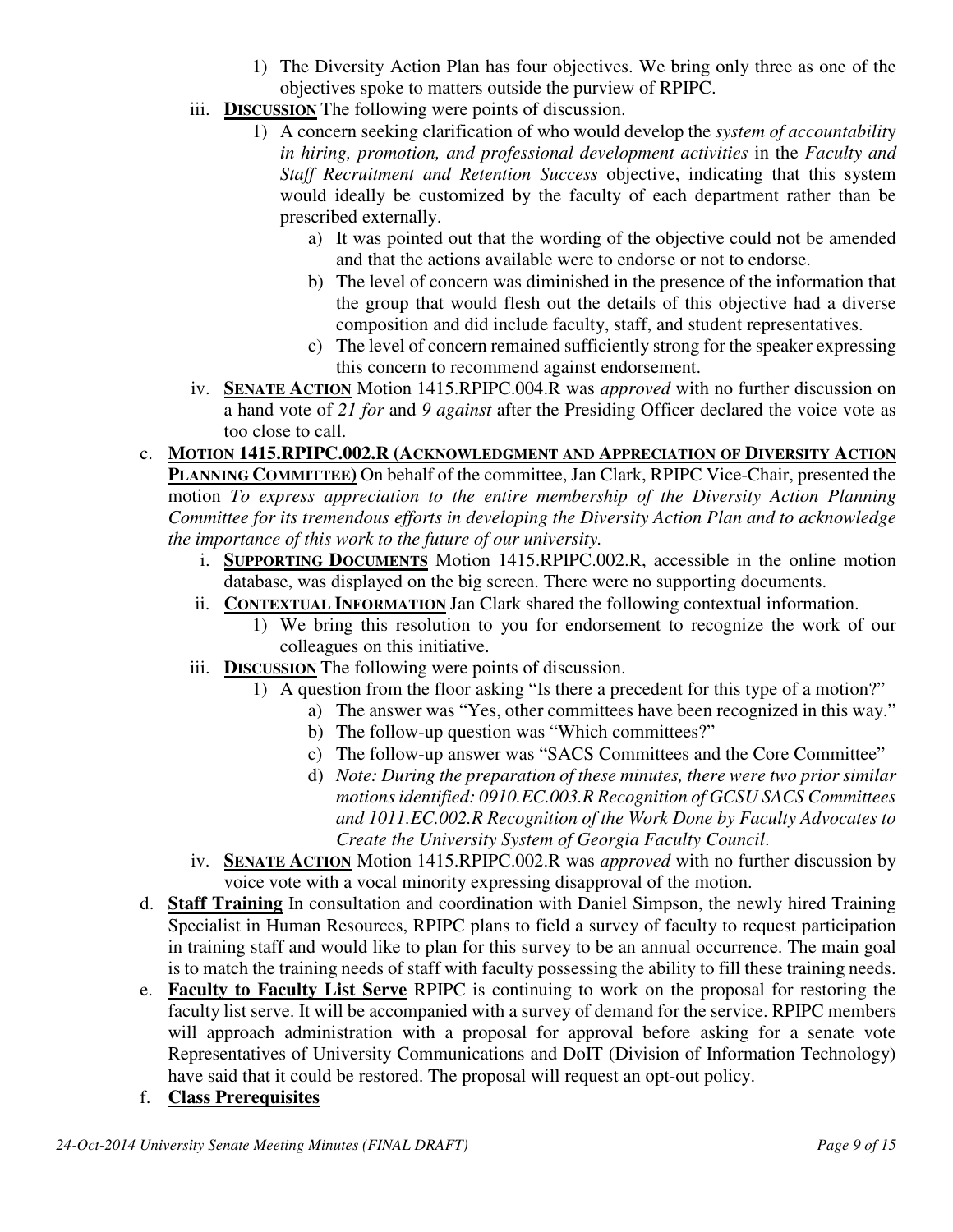1) The Diversity Action Plan has four objectives. We bring only three as one of the objectives spoke to matters outside the purview of RPIPC.

iii. **DISCUSSION** The following were points of discussion.

1) A concern seeking clarification of who would develop the *system of accountability in hiring, promotion, and professional development activities* in the *Faculty and Staff Recruitment and Retention Success* objective, indicating that this system would ideally be customized by the faculty of each department rather than be prescribed externally.
   a) It was pointed out that the wording of the objective could not be amended and that the actions available were to endorse or not to endorse.
   b) The level of concern was diminished in the presence of the information that the group that would flesh out the details of this objective had a diverse composition and did include faculty, staff, and student representatives.
   c) The level of concern remained sufficiently strong for the speaker expressing this concern to recommend against endorsement.

iv. **SENATE ACTION** Motion 1415.RPIPC.004.R was *approved* with no further discussion on a hand vote of *21 for* and *9 against* after the Presiding Officer declared the voice vote as too close to call.

c. **MOTION 1415.RPIPC.002.R (ACKNOWLEDGMENT AND APPRECIATION OF DIVERSITY ACTION PLANNING COMMITTEE)** On behalf of the committee, Jan Clark, RPIPC Vice-Chair, presented the motion *To express appreciation to the entire membership of the Diversity Action Planning Committee for its tremendous efforts in developing the Diversity Action Plan and to acknowledge the importance of this work to the future of our university.*

i. **SUPPORTING DOCUMENTS** Motion 1415.RPIPC.002.R, accessible in the online motion database, was displayed on the big screen. There were no supporting documents.

ii. **CONTEXTUAL INFORMATION** Jan Clark shared the following contextual information.

1) We bring this resolution to you for endorsement to recognize the work of our colleagues on this initiative.

iii. **DISCUSSION** The following were points of discussion.

1) A question from the floor asking "Is there a precedent for this type of a motion?"
   a) The answer was "Yes, other committees have been recognized in this way."
   b) The follow-up question was "Which committees?"
   c) The follow-up answer was "SACS Committees and the Core Committee"
   d) *Note: During the preparation of these minutes, there were two prior similar motions identified: 0910.EC.003.R Recognition of GCSU SACS Committees and 1011.EC.002.R Recognition of the Work Done by Faculty Advocates to Create the University System of Georgia Faculty Council.*

iv. **SENATE ACTION** Motion 1415.RPIPC.002.R was *approved* with no further discussion by voice vote with a vocal minority expressing disapproval of the motion.

d. **Staff Training** In consultation and coordination with Daniel Simpson, the newly hired Training Specialist in Human Resources, RPIPC plans to field a survey of faculty to request participation in training staff and would like to plan for this survey to be an annual occurrence. The main goal is to match the training needs of staff with faculty possessing the ability to fill these training needs.

e. **Faculty to Faculty List Serve** RPIPC is continuing to work on the proposal for restoring the faculty list serve. It will be accompanied with a survey of demand for the service. RPIPC members will approach administration with a proposal for approval before asking for a senate vote Representatives of University Communications and DoIT (Division of Information Technology) have said that it could be restored. The proposal will request an opt-out policy.

f. **Class Prerequisites**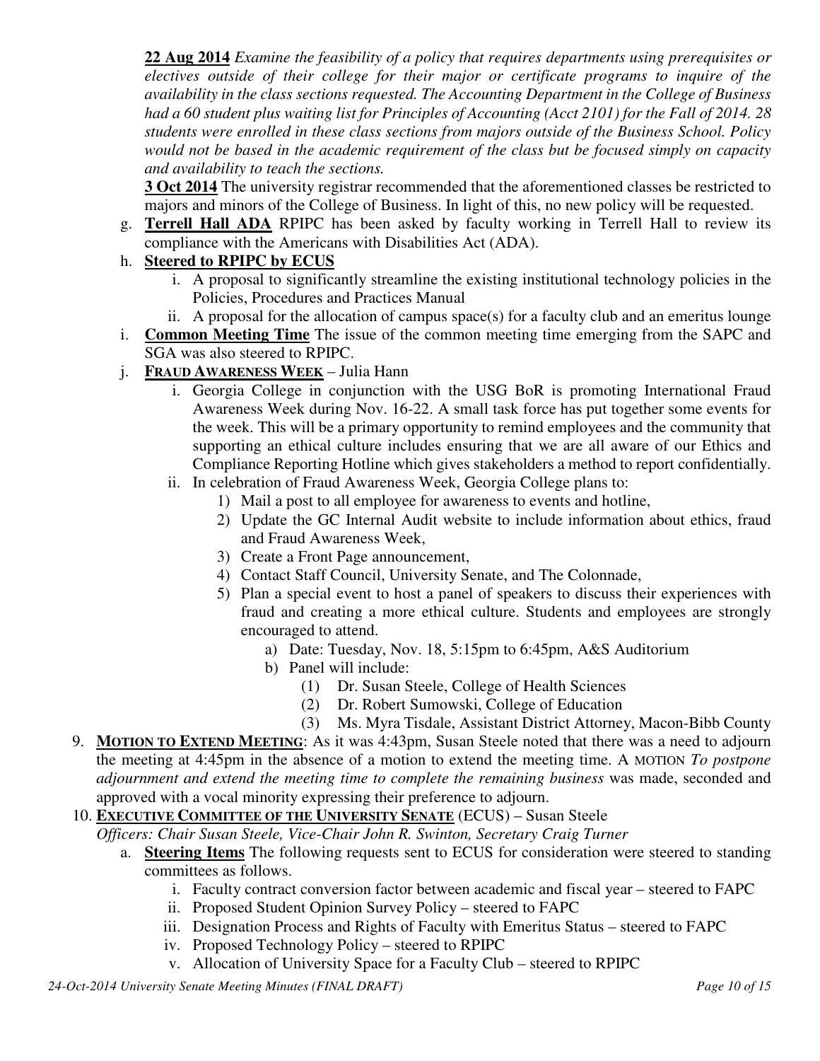**22 Aug 2014** *Examine the feasibility of a policy that requires departments using prerequisites or electives outside of their college for their major or certificate programs to inquire of the availability in the class sections requested. The Accounting Department in the College of Business had a 60 student plus waiting list for Principles of Accounting (Acct 2101) for the Fall of 2014. 28 students were enrolled in these class sections from majors outside of the Business School. Policy would not be based in the academic requirement of the class but be focused simply on capacity and availability to teach the sections.*

**3 Oct 2014** The university registrar recommended that the aforementioned classes be restricted to majors and minors of the College of Business. In light of this, no new policy will be requested.

g. **Terrell Hall ADA** RPIPC has been asked by faculty working in Terrell Hall to review its compliance with the Americans with Disabilities Act (ADA).

h. **Steered to RPIPC by ECUS**
   i. A proposal to significantly streamline the existing institutional technology policies in the Policies, Procedures and Practices Manual
   ii. A proposal for the allocation of campus space(s) for a faculty club and an emeritus lounge

i. **Common Meeting Time** The issue of the common meeting time emerging from the SAPC and SGA was also steered to RPIPC.

j. **FRAUD AWARENESS WEEK** – Julia Hann
   i. Georgia College in conjunction with the USG BoR is promoting International Fraud Awareness Week during Nov. 16-22. A small task force has put together some events for the week. This will be a primary opportunity to remind employees and the community that supporting an ethical culture includes ensuring that we are all aware of our Ethics and Compliance Reporting Hotline which gives stakeholders a method to report confidentially.
   ii. In celebration of Fraud Awareness Week, Georgia College plans to:
      1) Mail a post to all employee for awareness to events and hotline,
      2) Update the GC Internal Audit website to include information about ethics, fraud and Fraud Awareness Week,
      3) Create a Front Page announcement,
      4) Contact Staff Council, University Senate, and The Colonnade,
      5) Plan a special event to host a panel of speakers to discuss their experiences with fraud and creating a more ethical culture. Students and employees are strongly encouraged to attend.
         a) Date: Tuesday, Nov. 18, 5:15pm to 6:45pm, A&S Auditorium
         b) Panel will include:
            (1) Dr. Susan Steele, College of Health Sciences
            (2) Dr. Robert Sumowski, College of Education
            (3) Ms. Myra Tisdale, Assistant District Attorney, Macon-Bibb County

9. **MOTION TO EXTEND MEETING**: As it was 4:43pm, Susan Steele noted that there was a need to adjourn the meeting at 4:45pm in the absence of a motion to extend the meeting time. A MOTION *To postpone adjournment and extend the meeting time to complete the remaining business* was made, seconded and approved with a vocal minority expressing their preference to adjourn.

10. **EXECUTIVE COMMITTEE OF THE UNIVERSITY SENATE** (ECUS) – Susan Steele
    *Officers: Chair Susan Steele, Vice-Chair John R. Swinton, Secretary Craig Turner*
    a. **Steering Items** The following requests sent to ECUS for consideration were steered to standing committees as follows.
       i. Faculty contract conversion factor between academic and fiscal year – steered to FAPC
       ii. Proposed Student Opinion Survey Policy – steered to FAPC
       iii. Designation Process and Rights of Faculty with Emeritus Status – steered to FAPC
       iv. Proposed Technology Policy – steered to RPIPC
       v. Allocation of University Space for a Faculty Club – steered to RPIPC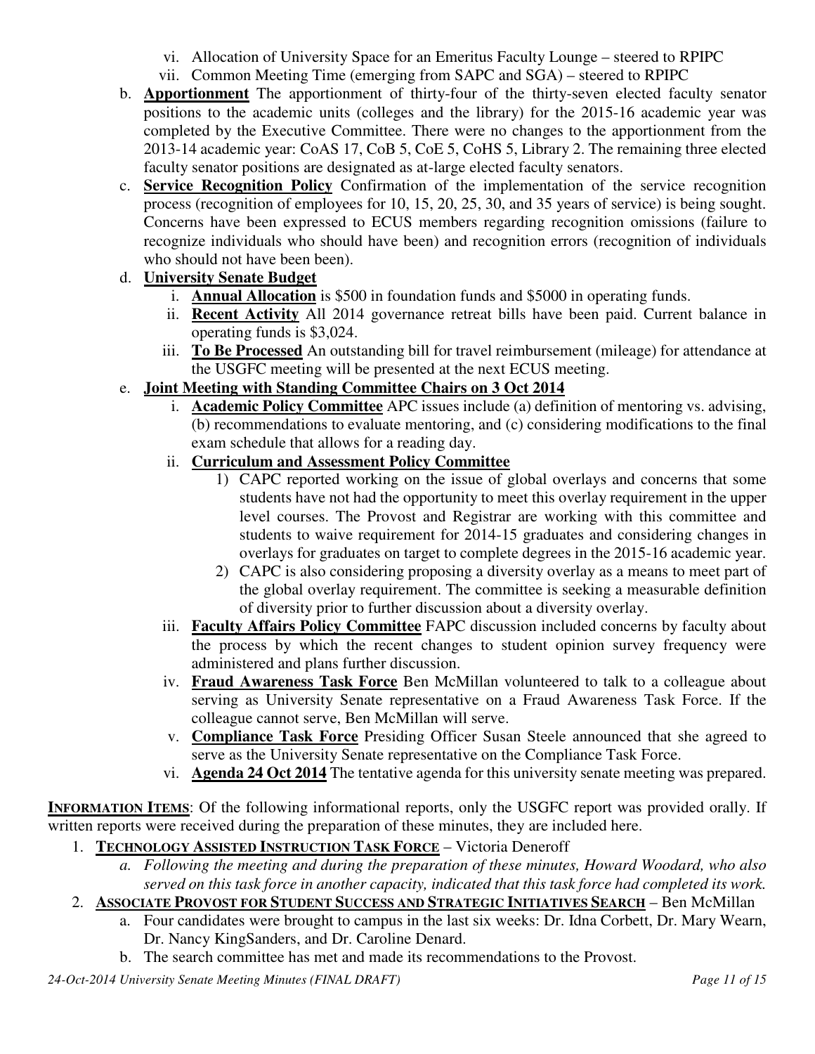vi. Allocation of University Space for an Emeritus Faculty Lounge – steered to RPIPC

vii. Common Meeting Time (emerging from SAPC and SGA) – steered to RPIPC

b. **Apportionment** The apportionment of thirty-four of the thirty-seven elected faculty senator positions to the academic units (colleges and the library) for the 2015-16 academic year was completed by the Executive Committee. There were no changes to the apportionment from the 2013-14 academic year: CoAS 17, CoB 5, CoE 5, CoHS 5, Library 2. The remaining three elected faculty senator positions are designated as at-large elected faculty senators.

c. **Service Recognition Policy** Confirmation of the implementation of the service recognition process (recognition of employees for 10, 15, 20, 25, 30, and 35 years of service) is being sought. Concerns have been expressed to ECUS members regarding recognition omissions (failure to recognize individuals who should have been) and recognition errors (recognition of individuals who should not have been been).

d. **University Senate Budget**

   i. **Annual Allocation** is $500 in foundation funds and $5000 in operating funds.

   ii. **Recent Activity** All 2014 governance retreat bills have been paid. Current balance in operating funds is $3,024.

   iii. **To Be Processed** An outstanding bill for travel reimbursement (mileage) for attendance at the USGFC meeting will be presented at the next ECUS meeting.

e. **Joint Meeting with Standing Committee Chairs on 3 Oct 2014**

   i. **Academic Policy Committee** APC issues include (a) definition of mentoring vs. advising, (b) recommendations to evaluate mentoring, and (c) considering modifications to the final exam schedule that allows for a reading day.

   ii. **Curriculum and Assessment Policy Committee**

      1) CAPC reported working on the issue of global overlays and concerns that some students have not had the opportunity to meet this overlay requirement in the upper level courses. The Provost and Registrar are working with this committee and students to waive requirement for 2014-15 graduates and considering changes in overlays for graduates on target to complete degrees in the 2015-16 academic year.

      2) CAPC is also considering proposing a diversity overlay as a means to meet part of the global overlay requirement. The committee is seeking a measurable definition of diversity prior to further discussion about a diversity overlay.

   iii. **Faculty Affairs Policy Committee** FAPC discussion included concerns by faculty about the process by which the recent changes to student opinion survey frequency were administered and plans further discussion.

   iv. **Fraud Awareness Task Force** Ben McMillan volunteered to talk to a colleague about serving as University Senate representative on a Fraud Awareness Task Force. If the colleague cannot serve, Ben McMillan will serve.

   v. **Compliance Task Force** Presiding Officer Susan Steele announced that she agreed to serve as the University Senate representative on the Compliance Task Force.

   vi. **Agenda 24 Oct 2014** The tentative agenda for this university senate meeting was prepared.

**INFORMATION ITEMS**: Of the following informational reports, only the USGFC report was provided orally. If written reports were received during the preparation of these minutes, they are included here.

1. **TECHNOLOGY ASSISTED INSTRUCTION TASK FORCE** – Victoria Deneroff
   a. *Following the meeting and during the preparation of these minutes, Howard Woodard, who also served on this task force in another capacity, indicated that this task force had completed its work.*
2. **ASSOCIATE PROVOST FOR STUDENT SUCCESS AND STRATEGIC INITIATIVES SEARCH** – Ben McMillan
   a. Four candidates were brought to campus in the last six weeks: Dr. Idna Corbett, Dr. Mary Wearn, Dr. Nancy KingSanders, and Dr. Caroline Denard.
   b. The search committee has met and made its recommendations to the Provost.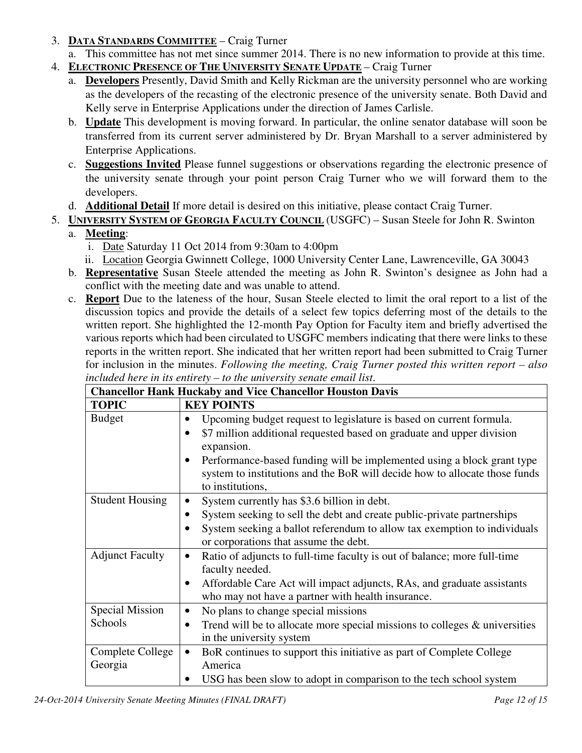3. **DATA STANDARDS COMMITTEE** – Craig Turner
   a. This committee has not met since summer 2014. There is no new information to provide at this time.
4. **ELECTRONIC PRESENCE OF THE UNIVERSITY SENATE UPDATE** – Craig Turner
   a. **Developers** Presently, David Smith and Kelly Rickman are the university personnel who are working as the developers of the recasting of the electronic presence of the university senate. Both David and Kelly serve in Enterprise Applications under the direction of James Carlisle.
   b. **Update** This development is moving forward. In particular, the online senator database will soon be transferred from its current server administered by Dr. Bryan Marshall to a server administered by Enterprise Applications.
   c. **Suggestions Invited** Please funnel suggestions or observations regarding the electronic presence of the university senate through your point person Craig Turner who we will forward them to the developers.
   d. **Additional Detail** If more detail is desired on this initiative, please contact Craig Turner.
5. **UNIVERSITY SYSTEM OF GEORGIA FACULTY COUNCIL** (USGFC) – Susan Steele for John R. Swinton
   a. **Meeting**:
      i. Date Saturday 11 Oct 2014 from 9:30am to 4:00pm
      ii. Location Georgia Gwinnett College, 1000 University Center Lane, Lawrenceville, GA 30043
   b. **Representative** Susan Steele attended the meeting as John R. Swinton's designee as John had a conflict with the meeting date and was unable to attend.
   c. **Report** Due to the lateness of the hour, Susan Steele elected to limit the oral report to a list of the discussion topics and provide the details of a select few topics deferring most of the details to the written report. She highlighted the 12-month Pay Option for Faculty item and briefly advertised the various reports which had been circulated to USGFC members indicating that there were links to these reports in the written report. She indicated that her written report had been submitted to Craig Turner for inclusion in the minutes. *Following the meeting, Craig Turner posted this written report – also included here in its entirety – to the university senate email list.*

| **Chancellor Hank Huckaby and Vice Chancellor Houston Davis** | |
|---|---|
| **TOPIC** | **KEY POINTS** |
| Budget | • Upcoming budget request to legislature is based on current formula.<br>• $7 million additional requested based on graduate and upper division expansion.<br>• Performance-based funding will be implemented using a block grant type system to institutions and the BoR will decide how to allocate those funds to institutions, |
| Student Housing | • System currently has $3.6 billion in debt.<br>• System seeking to sell the debt and create public-private partnerships<br>• System seeking a ballot referendum to allow tax exemption to individuals or corporations that assume the debt. |
| Adjunct Faculty | • Ratio of adjuncts to full-time faculty is out of balance; more full-time faculty needed.<br>• Affordable Care Act will impact adjuncts, RAs, and graduate assistants who may not have a partner with health insurance. |
| Special Mission Schools | • No plans to change special missions<br>• Trend will be to allocate more special missions to colleges & universities in the university system |
| Complete College Georgia | • BoR continues to support this initiative as part of Complete College America<br>• USG has been slow to adopt in comparison to the tech school system |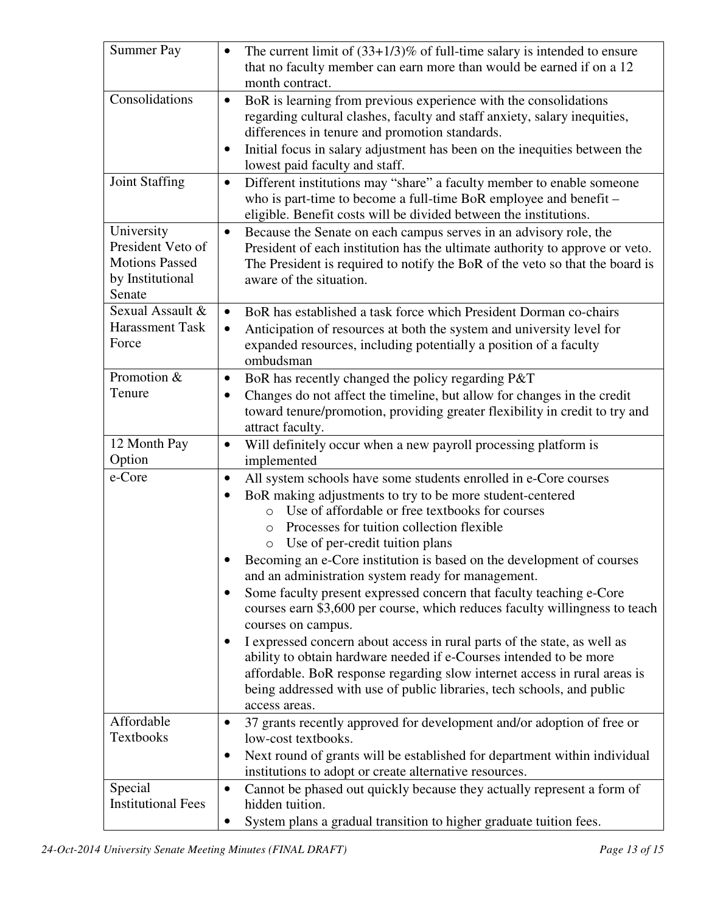| Summer Pay | • The current limit of (33+1/3)% of full-time salary is intended to ensure that no faculty member can earn more than would be earned if on a 12 month contract. |
|---|---|
| Consolidations | • BoR is learning from previous experience with the consolidations regarding cultural clashes, faculty and staff anxiety, salary inequities, differences in tenure and promotion standards.<br>• Initial focus in salary adjustment has been on the inequities between the lowest paid faculty and staff. |
| Joint Staffing | • Different institutions may "share" a faculty member to enable someone who is part-time to become a full-time BoR employee and benefit – eligible. Benefit costs will be divided between the institutions. |
| University President Veto of Motions Passed by Institutional Senate | • Because the Senate on each campus serves in an advisory role, the President of each institution has the ultimate authority to approve or veto. The President is required to notify the BoR of the veto so that the board is aware of the situation. |
| Sexual Assault & Harassment Task Force | • BoR has established a task force which President Dorman co-chairs<br>• Anticipation of resources at both the system and university level for expanded resources, including potentially a position of a faculty ombudsman |
| Promotion & Tenure | • BoR has recently changed the policy regarding P&T<br>• Changes do not affect the timeline, but allow for changes in the credit toward tenure/promotion, providing greater flexibility in credit to try and attract faculty. |
| 12 Month Pay Option | • Will definitely occur when a new payroll processing platform is implemented |
| e-Core | • All system schools have some students enrolled in e-Core courses<br>• BoR making adjustments to try to be more student-centered<br>&nbsp;&nbsp;&nbsp;&nbsp;o Use of affordable or free textbooks for courses<br>&nbsp;&nbsp;&nbsp;&nbsp;o Processes for tuition collection flexible<br>&nbsp;&nbsp;&nbsp;&nbsp;o Use of per-credit tuition plans<br>• Becoming an e-Core institution is based on the development of courses and an administration system ready for management.<br>• Some faculty present expressed concern that faculty teaching e-Core courses earn $3,600 per course, which reduces faculty willingness to teach courses on campus.<br>• I expressed concern about access in rural parts of the state, as well as ability to obtain hardware needed if e-Courses intended to be more affordable. BoR response regarding slow internet access in rural areas is being addressed with use of public libraries, tech schools, and public access areas. |
| Affordable Textbooks | • 37 grants recently approved for development and/or adoption of free or low-cost textbooks.<br>• Next round of grants will be established for department within individual institutions to adopt or create alternative resources. |
| Special Institutional Fees | • Cannot be phased out quickly because they actually represent a form of hidden tuition.<br>• System plans a gradual transition to higher graduate tuition fees. |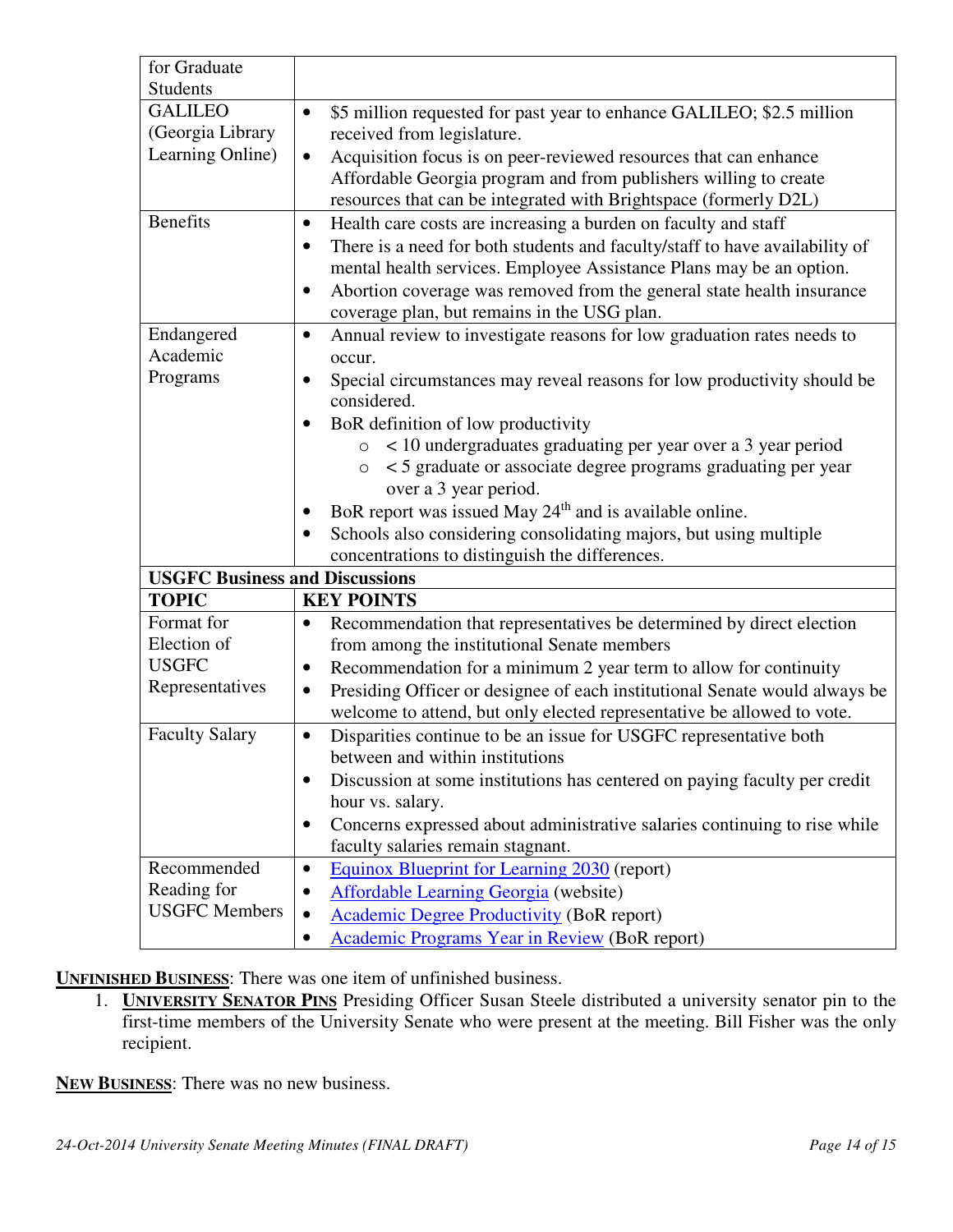| | |
|---|---|
| for Graduate Students | |
| GALILEO (Georgia Library Learning Online) | • $5 million requested for past year to enhance GALILEO; $2.5 million received from legislature.<br>• Acquisition focus is on peer-reviewed resources that can enhance Affordable Georgia program and from publishers willing to create resources that can be integrated with Brightspace (formerly D2L) |
| Benefits | • Health care costs are increasing a burden on faculty and staff<br>• There is a need for both students and faculty/staff to have availability of mental health services. Employee Assistance Plans may be an option.<br>• Abortion coverage was removed from the general state health insurance coverage plan, but remains in the USG plan. |
| Endangered Academic Programs | • Annual review to investigate reasons for low graduation rates needs to occur.<br>• Special circumstances may reveal reasons for low productivity should be considered.<br>• BoR definition of low productivity<br>&nbsp;&nbsp;&nbsp;&nbsp;○ < 10 undergraduates graduating per year over a 3 year period<br>&nbsp;&nbsp;&nbsp;&nbsp;○ < 5 graduate or associate degree programs graduating per year over a 3 year period.<br>• BoR report was issued May 24th and is available online.<br>• Schools also considering consolidating majors, but using multiple concentrations to distinguish the differences. |
| **USGFC Business and Discussions** | |
| **TOPIC** | **KEY POINTS** |
| Format for Election of USGFC Representatives | • Recommendation that representatives be determined by direct election from among the institutional Senate members<br>• Recommendation for a minimum 2 year term to allow for continuity<br>• Presiding Officer or designee of each institutional Senate would always be welcome to attend, but only elected representative be allowed to vote. |
| Faculty Salary | • Disparities continue to be an issue for USGFC representative both between and within institutions<br>• Discussion at some institutions has centered on paying faculty per credit hour vs. salary.<br>• Concerns expressed about administrative salaries continuing to rise while faculty salaries remain stagnant. |
| Recommended Reading for USGFC Members | • Equinox Blueprint for Learning 2030 (report)<br>• Affordable Learning Georgia (website)<br>• Academic Degree Productivity (BoR report)<br>• Academic Programs Year in Review (BoR report) |

**UNFINISHED BUSINESS**: There was one item of unfinished business.

1. **UNIVERSITY SENATOR PINS** Presiding Officer Susan Steele distributed a university senator pin to the first-time members of the University Senate who were present at the meeting. Bill Fisher was the only recipient.

**NEW BUSINESS**: There was no new business.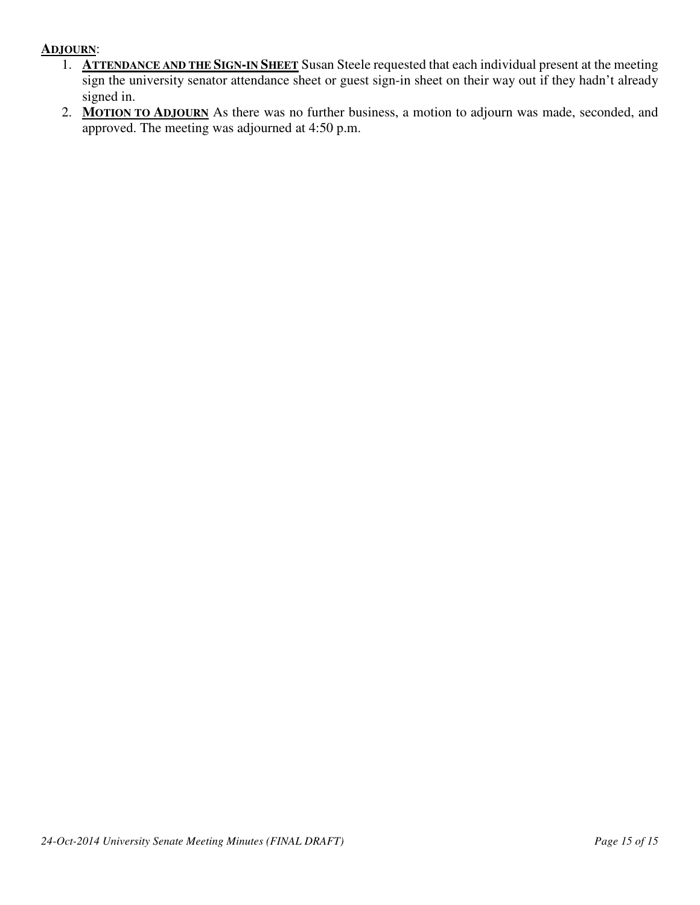**ADJOURN**:

1. **ATTENDANCE AND THE SIGN-IN SHEET** Susan Steele requested that each individual present at the meeting sign the university senator attendance sheet or guest sign-in sheet on their way out if they hadn't already signed in.
2. **MOTION TO ADJOURN** As there was no further business, a motion to adjourn was made, seconded, and approved. The meeting was adjourned at 4:50 p.m.